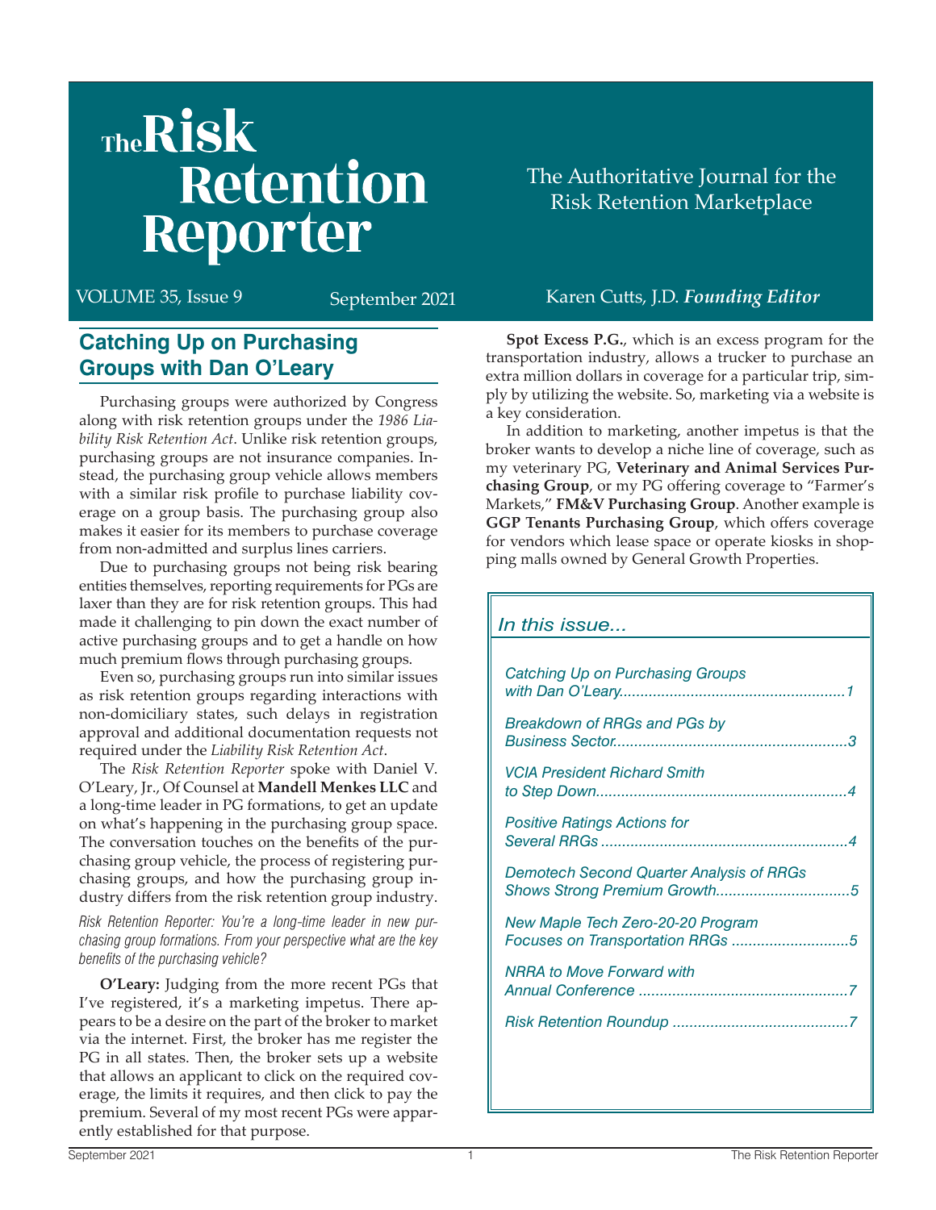# The Risk Retention Reporter

The Authoritative Journal for the Risk Retention Marketplace

VOLUME 35, Issue 9 — September 2021 — Karen Cutts, J.D. ***Founding Editor***

## Catching Up on Purchasing Groups with Dan O'Leary

Purchasing groups were authorized by Congress along with risk retention groups under the *1986 Liability Risk Retention Act*. Unlike risk retention groups, purchasing groups are not insurance companies. Instead, the purchasing group vehicle allows members with a similar risk profile to purchase liability coverage on a group basis. The purchasing group also makes it easier for its members to purchase coverage from non-admitted and surplus lines carriers.

Due to purchasing groups not being risk bearing entities themselves, reporting requirements for PGs are laxer than they are for risk retention groups. This had made it challenging to pin down the exact number of active purchasing groups and to get a handle on how much premium flows through purchasing groups.

Even so, purchasing groups run into similar issues as risk retention groups regarding interactions with non-domiciliary states, such delays in registration approval and additional documentation requests not required under the *Liability Risk Retention Act*.

The *Risk Retention Reporter* spoke with Daniel V. O'Leary, Jr., Of Counsel at **Mandell Menkes LLC** and a long-time leader in PG formations, to get an update on what's happening in the purchasing group space. The conversation touches on the benefits of the purchasing group vehicle, the process of registering purchasing groups, and how the purchasing group industry differs from the risk retention group industry.

*Risk Retention Reporter: You're a long-time leader in new purchasing group formations. From your perspective what are the key benefits of the purchasing vehicle?*

**O'Leary:** Judging from the more recent PGs that I've registered, it's a marketing impetus. There appears to be a desire on the part of the broker to market via the internet. First, the broker has me register the PG in all states. Then, the broker sets up a website that allows an applicant to click on the required coverage, the limits it requires, and then click to pay the premium. Several of my most recent PGs were apparently established for that purpose.

**Spot Excess P.G.**, which is an excess program for the transportation industry, allows a trucker to purchase an extra million dollars in coverage for a particular trip, simply by utilizing the website. So, marketing via a website is a key consideration.

In addition to marketing, another impetus is that the broker wants to develop a niche line of coverage, such as my veterinary PG, **Veterinary and Animal Services Purchasing Group**, or my PG offering coverage to "Farmer's Markets," **FM&V Purchasing Group**. Another example is **GGP Tenants Purchasing Group**, which offers coverage for vendors which lease space or operate kiosks in shopping malls owned by General Growth Properties.

### *In this issue...*

- *Catching Up on Purchasing Groups with Dan O'Leary* .....1
- *Breakdown of RRGs and PGs by Business Sector* .....3
- *VCIA President Richard Smith to Step Down* .....4
- *Positive Ratings Actions for Several RRGs* .....4
- *Demotech Second Quarter Analysis of RRGs Shows Strong Premium Growth* .....5
- *New Maple Tech Zero-20-20 Program Focuses on Transportation RRGs* .....5
- *NRRA to Move Forward with Annual Conference* .....7
- *Risk Retention Roundup* .....7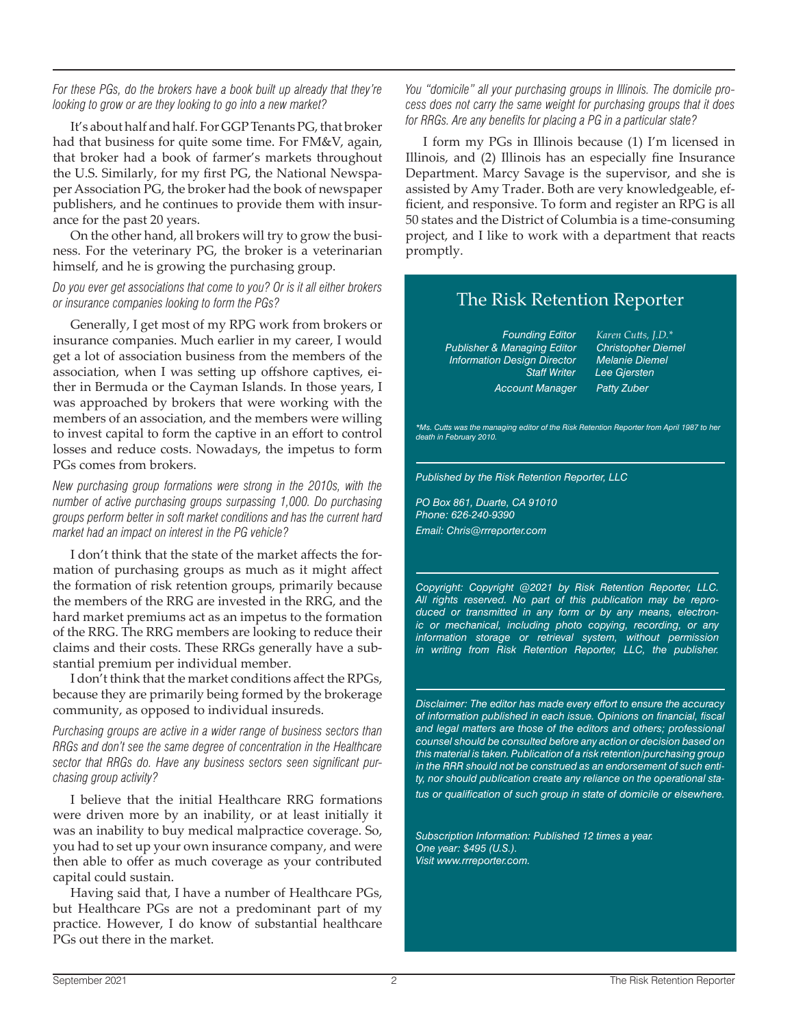*For these PGs, do the brokers have a book built up already that they're looking to grow or are they looking to go into a new market?*

It's about half and half. For GGP Tenants PG, that broker had that business for quite some time. For FM&V, again, that broker had a book of farmer's markets throughout the U.S. Similarly, for my first PG, the National Newspaper Association PG, the broker had the book of newspaper publishers, and he continues to provide them with insurance for the past 20 years.

On the other hand, all brokers will try to grow the business. For the veterinary PG, the broker is a veterinarian himself, and he is growing the purchasing group.

*Do you ever get associations that come to you? Or is it all either brokers or insurance companies looking to form the PGs?*

Generally, I get most of my RPG work from brokers or insurance companies. Much earlier in my career, I would get a lot of association business from the members of the association, when I was setting up offshore captives, either in Bermuda or the Cayman Islands. In those years, I was approached by brokers that were working with the members of an association, and the members were willing to invest capital to form the captive in an effort to control losses and reduce costs. Nowadays, the impetus to form PGs comes from brokers.

*New purchasing group formations were strong in the 2010s, with the number of active purchasing groups surpassing 1,000. Do purchasing groups perform better in soft market conditions and has the current hard market had an impact on interest in the PG vehicle?*

I don't think that the state of the market affects the formation of purchasing groups as much as it might affect the formation of risk retention groups, primarily because the members of the RRG are invested in the RRG, and the hard market premiums act as an impetus to the formation of the RRG. The RRG members are looking to reduce their claims and their costs. These RRGs generally have a substantial premium per individual member.

I don't think that the market conditions affect the RPGs, because they are primarily being formed by the brokerage community, as opposed to individual insureds.

*Purchasing groups are active in a wider range of business sectors than RRGs and don't see the same degree of concentration in the Healthcare sector that RRGs do. Have any business sectors seen significant purchasing group activity?*

I believe that the initial Healthcare RRG formations were driven more by an inability, or at least initially it was an inability to buy medical malpractice coverage. So, you had to set up your own insurance company, and were then able to offer as much coverage as your contributed capital could sustain.

Having said that, I have a number of Healthcare PGs, but Healthcare PGs are not a predominant part of my practice. However, I do know of substantial healthcare PGs out there in the market.

*You "domicile" all your purchasing groups in Illinois. The domicile process does not carry the same weight for purchasing groups that it does for RRGs. Are any benefits for placing a PG in a particular state?*

I form my PGs in Illinois because (1) I'm licensed in Illinois, and (2) Illinois has an especially fine Insurance Department. Marcy Savage is the supervisor, and she is assisted by Amy Trader. Both are very knowledgeable, efficient, and responsive. To form and register an RPG is all 50 states and the District of Columbia is a time-consuming project, and I like to work with a department that reacts promptly.

## The Risk Retention Reporter

| | |
|---|---|
| Founding Editor | Karen Cutts, J.D.* |
| Publisher & Managing Editor | Christopher Diemel |
| Information Design Director | Melanie Diemel |
| Staff Writer | Lee Gjersten |
| Account Manager | Patty Zuber |

*\*Ms. Cutts was the managing editor of the Risk Retention Reporter from April 1987 to her death in February 2010.*

*Published by the Risk Retention Reporter, LLC*

*PO Box 861, Duarte, CA 91010*
*Phone: 626-240-9390*
*Email: Chris@rrreporter.com*

*Copyright: Copyright @2021 by Risk Retention Reporter, LLC. All rights reserved. No part of this publication may be reproduced or transmitted in any form or by any means, electronic or mechanical, including photo copying, recording, or any information storage or retrieval system, without permission in writing from Risk Retention Reporter, LLC, the publisher.*

*Disclaimer: The editor has made every effort to ensure the accuracy of information published in each issue. Opinions on financial, fiscal and legal matters are those of the editors and others; professional counsel should be consulted before any action or decision based on this material is taken. Publication of a risk retention/purchasing group in the RRR should not be construed as an endorsement of such entity, nor should publication create any reliance on the operational status or qualification of such group in state of domicile or elsewhere.*

*Subscription Information: Published 12 times a year.*
*One year: $495 (U.S.).*
*Visit www.rrreporter.com.*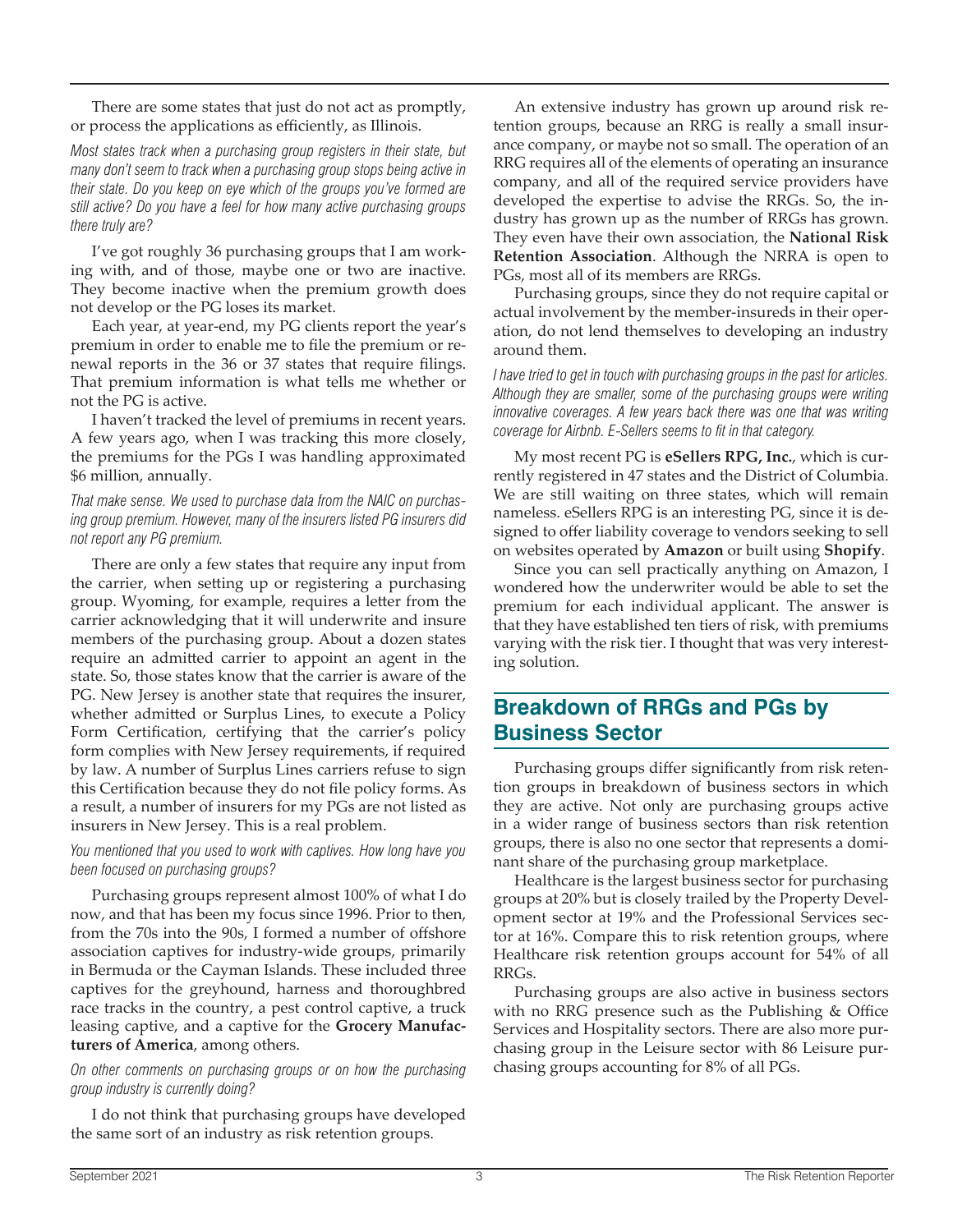There are some states that just do not act as promptly, or process the applications as efficiently, as Illinois.

*Most states track when a purchasing group registers in their state, but many don't seem to track when a purchasing group stops being active in their state. Do you keep on eye which of the groups you've formed are still active? Do you have a feel for how many active purchasing groups there truly are?*

I've got roughly 36 purchasing groups that I am working with, and of those, maybe one or two are inactive. They become inactive when the premium growth does not develop or the PG loses its market.

Each year, at year-end, my PG clients report the year's premium in order to enable me to file the premium or renewal reports in the 36 or 37 states that require filings. That premium information is what tells me whether or not the PG is active.

I haven't tracked the level of premiums in recent years. A few years ago, when I was tracking this more closely, the premiums for the PGs I was handling approximated $6 million, annually.

*That make sense. We used to purchase data from the NAIC on purchasing group premium. However, many of the insurers listed PG insurers did not report any PG premium.*

There are only a few states that require any input from the carrier, when setting up or registering a purchasing group. Wyoming, for example, requires a letter from the carrier acknowledging that it will underwrite and insure members of the purchasing group. About a dozen states require an admitted carrier to appoint an agent in the state. So, those states know that the carrier is aware of the PG. New Jersey is another state that requires the insurer, whether admitted or Surplus Lines, to execute a Policy Form Certification, certifying that the carrier's policy form complies with New Jersey requirements, if required by law. A number of Surplus Lines carriers refuse to sign this Certification because they do not file policy forms. As a result, a number of insurers for my PGs are not listed as insurers in New Jersey. This is a real problem.

*You mentioned that you used to work with captives. How long have you been focused on purchasing groups?*

Purchasing groups represent almost 100% of what I do now, and that has been my focus since 1996. Prior to then, from the 70s into the 90s, I formed a number of offshore association captives for industry-wide groups, primarily in Bermuda or the Cayman Islands. These included three captives for the greyhound, harness and thoroughbred race tracks in the country, a pest control captive, a truck leasing captive, and a captive for the **Grocery Manufacturers of America**, among others.

*On other comments on purchasing groups or on how the purchasing group industry is currently doing?*

I do not think that purchasing groups have developed the same sort of an industry as risk retention groups.

An extensive industry has grown up around risk retention groups, because an RRG is really a small insurance company, or maybe not so small. The operation of an RRG requires all of the elements of operating an insurance company, and all of the required service providers have developed the expertise to advise the RRGs. So, the industry has grown up as the number of RRGs has grown. They even have their own association, the **National Risk Retention Association**. Although the NRRA is open to PGs, most all of its members are RRGs.

Purchasing groups, since they do not require capital or actual involvement by the member-insureds in their operation, do not lend themselves to developing an industry around them.

*I have tried to get in touch with purchasing groups in the past for articles. Although they are smaller, some of the purchasing groups were writing innovative coverages. A few years back there was one that was writing coverage for Airbnb. E-Sellers seems to fit in that category.*

My most recent PG is **eSellers RPG, Inc.**, which is currently registered in 47 states and the District of Columbia. We are still waiting on three states, which will remain nameless. eSellers RPG is an interesting PG, since it is designed to offer liability coverage to vendors seeking to sell on websites operated by **Amazon** or built using **Shopify**.

Since you can sell practically anything on Amazon, I wondered how the underwriter would be able to set the premium for each individual applicant. The answer is that they have established ten tiers of risk, with premiums varying with the risk tier. I thought that was very interesting solution.

## Breakdown of RRGs and PGs by Business Sector

Purchasing groups differ significantly from risk retention groups in breakdown of business sectors in which they are active. Not only are purchasing groups active in a wider range of business sectors than risk retention groups, there is also no one sector that represents a dominant share of the purchasing group marketplace.

Healthcare is the largest business sector for purchasing groups at 20% but is closely trailed by the Property Development sector at 19% and the Professional Services sector at 16%. Compare this to risk retention groups, where Healthcare risk retention groups account for 54% of all RRGs.

Purchasing groups are also active in business sectors with no RRG presence such as the Publishing & Office Services and Hospitality sectors. There are also more purchasing group in the Leisure sector with 86 Leisure purchasing groups accounting for 8% of all PGs.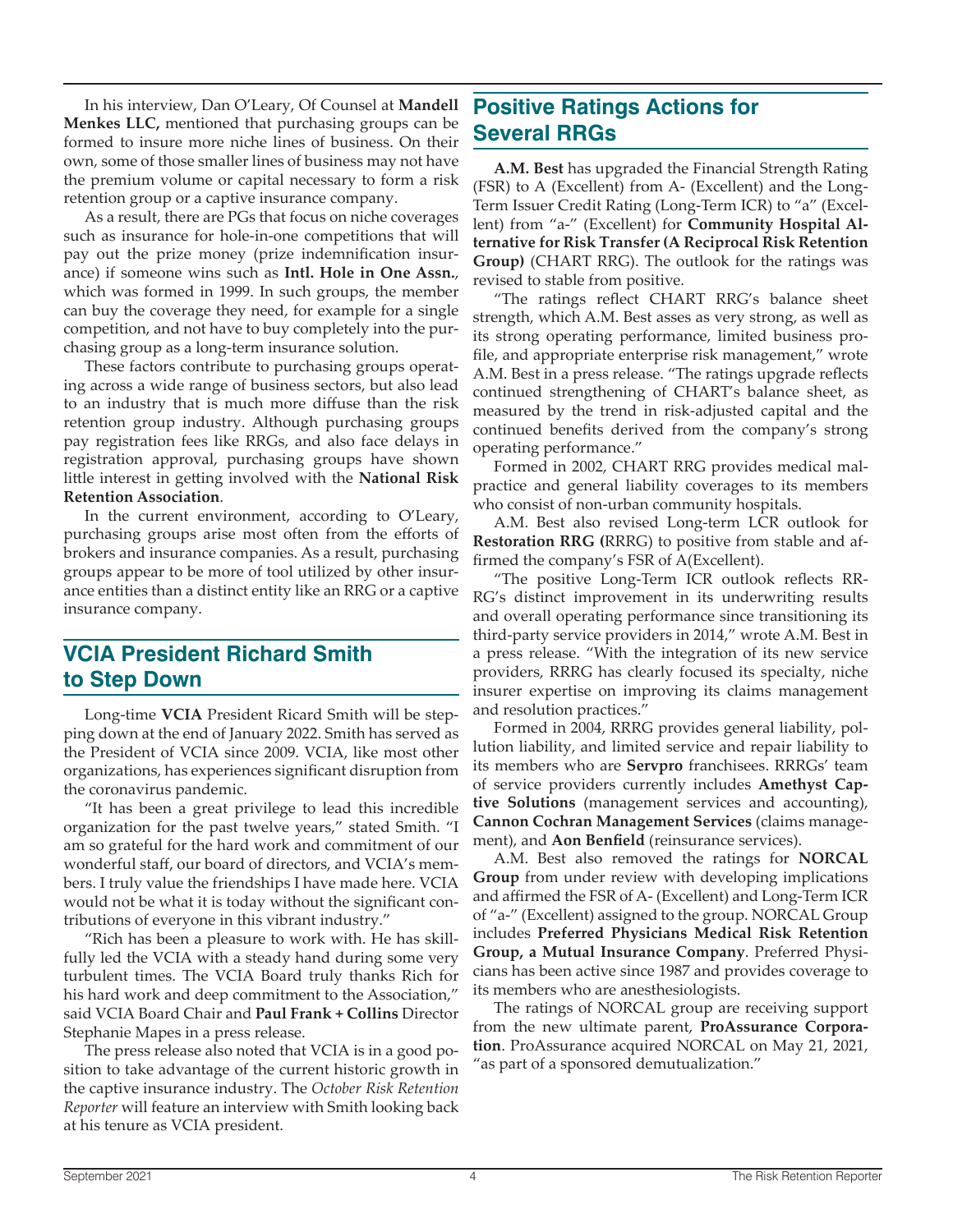In his interview, Dan O'Leary, Of Counsel at **Mandell Menkes LLC,** mentioned that purchasing groups can be formed to insure more niche lines of business. On their own, some of those smaller lines of business may not have the premium volume or capital necessary to form a risk retention group or a captive insurance company.

As a result, there are PGs that focus on niche coverages such as insurance for hole-in-one competitions that will pay out the prize money (prize indemnification insurance) if someone wins such as **Intl. Hole in One Assn.**, which was formed in 1999. In such groups, the member can buy the coverage they need, for example for a single competition, and not have to buy completely into the purchasing group as a long-term insurance solution.

These factors contribute to purchasing groups operating across a wide range of business sectors, but also lead to an industry that is much more diffuse than the risk retention group industry. Although purchasing groups pay registration fees like RRGs, and also face delays in registration approval, purchasing groups have shown little interest in getting involved with the **National Risk Retention Association**.

In the current environment, according to O'Leary, purchasing groups arise most often from the efforts of brokers and insurance companies. As a result, purchasing groups appear to be more of tool utilized by other insurance entities than a distinct entity like an RRG or a captive insurance company.

## VCIA President Richard Smith to Step Down

Long-time **VCIA** President Ricard Smith will be stepping down at the end of January 2022. Smith has served as the President of VCIA since 2009. VCIA, like most other organizations, has experiences significant disruption from the coronavirus pandemic.

"It has been a great privilege to lead this incredible organization for the past twelve years," stated Smith. "I am so grateful for the hard work and commitment of our wonderful staff, our board of directors, and VCIA's members. I truly value the friendships I have made here. VCIA would not be what it is today without the significant contributions of everyone in this vibrant industry."

"Rich has been a pleasure to work with. He has skillfully led the VCIA with a steady hand during some very turbulent times. The VCIA Board truly thanks Rich for his hard work and deep commitment to the Association," said VCIA Board Chair and **Paul Frank + Collins** Director Stephanie Mapes in a press release.

The press release also noted that VCIA is in a good position to take advantage of the current historic growth in the captive insurance industry. The *October Risk Retention Reporter* will feature an interview with Smith looking back at his tenure as VCIA president.

## Positive Ratings Actions for Several RRGs

**A.M. Best** has upgraded the Financial Strength Rating (FSR) to A (Excellent) from A- (Excellent) and the Long-Term Issuer Credit Rating (Long-Term ICR) to "a" (Excellent) from "a-" (Excellent) for **Community Hospital Alternative for Risk Transfer (A Reciprocal Risk Retention Group)** (CHART RRG). The outlook for the ratings was revised to stable from positive.

"The ratings reflect CHART RRG's balance sheet strength, which A.M. Best asses as very strong, as well as its strong operating performance, limited business profile, and appropriate enterprise risk management," wrote A.M. Best in a press release. "The ratings upgrade reflects continued strengthening of CHART's balance sheet, as measured by the trend in risk-adjusted capital and the continued benefits derived from the company's strong operating performance."

Formed in 2002, CHART RRG provides medical malpractice and general liability coverages to its members who consist of non-urban community hospitals.

A.M. Best also revised Long-term LCR outlook for **Restoration RRG (**RRRG) to positive from stable and affirmed the company's FSR of A(Excellent).

"The positive Long-Term ICR outlook reflects RRRG's distinct improvement in its underwriting results and overall operating performance since transitioning its third-party service providers in 2014," wrote A.M. Best in a press release. "With the integration of its new service providers, RRRG has clearly focused its specialty, niche insurer expertise on improving its claims management and resolution practices."

Formed in 2004, RRRG provides general liability, pollution liability, and limited service and repair liability to its members who are **Servpro** franchisees. RRRGs' team of service providers currently includes **Amethyst Captive Solutions** (management services and accounting), **Cannon Cochran Management Services** (claims management), and **Aon Benfield** (reinsurance services).

A.M. Best also removed the ratings for **NORCAL Group** from under review with developing implications and affirmed the FSR of A- (Excellent) and Long-Term ICR of "a-" (Excellent) assigned to the group. NORCAL Group includes **Preferred Physicians Medical Risk Retention Group, a Mutual Insurance Company**. Preferred Physicians has been active since 1987 and provides coverage to its members who are anesthesiologists.

The ratings of NORCAL group are receiving support from the new ultimate parent, **ProAssurance Corporation**. ProAssurance acquired NORCAL on May 21, 2021, "as part of a sponsored demutualization."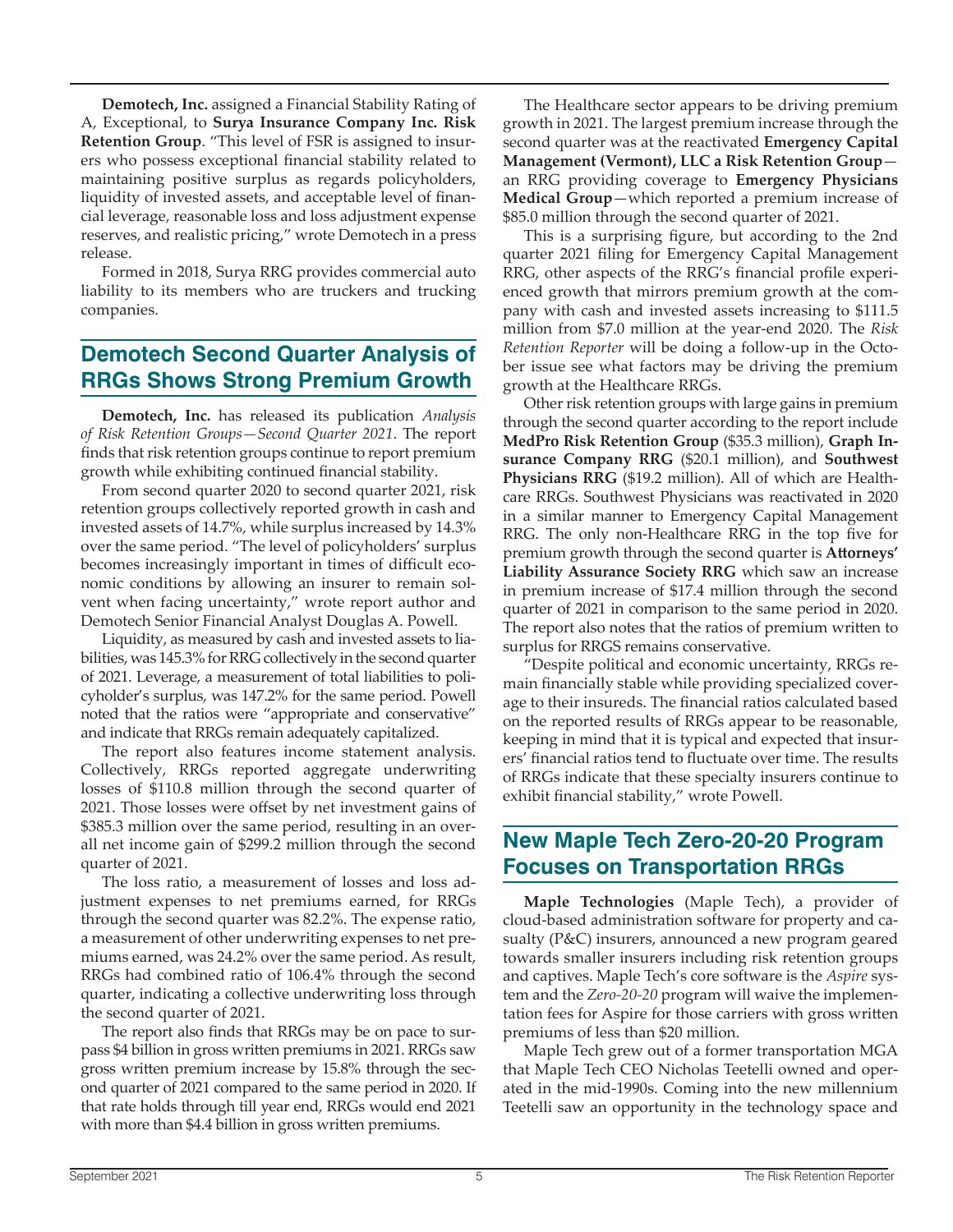**Demotech, Inc.** assigned a Financial Stability Rating of A, Exceptional, to **Surya Insurance Company Inc. Risk Retention Group**. "This level of FSR is assigned to insurers who possess exceptional financial stability related to maintaining positive surplus as regards policyholders, liquidity of invested assets, and acceptable level of financial leverage, reasonable loss and loss adjustment expense reserves, and realistic pricing," wrote Demotech in a press release.

Formed in 2018, Surya RRG provides commercial auto liability to its members who are truckers and trucking companies.

## Demotech Second Quarter Analysis of RRGs Shows Strong Premium Growth

**Demotech, Inc.** has released its publication *Analysis of Risk Retention Groups—Second Quarter 2021*. The report finds that risk retention groups continue to report premium growth while exhibiting continued financial stability.

From second quarter 2020 to second quarter 2021, risk retention groups collectively reported growth in cash and invested assets of 14.7%, while surplus increased by 14.3% over the same period. "The level of policyholders' surplus becomes increasingly important in times of difficult economic conditions by allowing an insurer to remain solvent when facing uncertainty," wrote report author and Demotech Senior Financial Analyst Douglas A. Powell.

Liquidity, as measured by cash and invested assets to liabilities, was 145.3% for RRG collectively in the second quarter of 2021. Leverage, a measurement of total liabilities to policyholder's surplus, was 147.2% for the same period. Powell noted that the ratios were "appropriate and conservative" and indicate that RRGs remain adequately capitalized.

The report also features income statement analysis. Collectively, RRGs reported aggregate underwriting losses of $110.8 million through the second quarter of 2021. Those losses were offset by net investment gains of $385.3 million over the same period, resulting in an overall net income gain of $299.2 million through the second quarter of 2021.

The loss ratio, a measurement of losses and loss adjustment expenses to net premiums earned, for RRGs through the second quarter was 82.2%. The expense ratio, a measurement of other underwriting expenses to net premiums earned, was 24.2% over the same period. As result, RRGs had combined ratio of 106.4% through the second quarter, indicating a collective underwriting loss through the second quarter of 2021.

The report also finds that RRGs may be on pace to surpass $4 billion in gross written premiums in 2021. RRGs saw gross written premium increase by 15.8% through the second quarter of 2021 compared to the same period in 2020. If that rate holds through till year end, RRGs would end 2021 with more than $4.4 billion in gross written premiums.

The Healthcare sector appears to be driving premium growth in 2021. The largest premium increase through the second quarter was at the reactivated **Emergency Capital Management (Vermont), LLC a Risk Retention Group**—an RRG providing coverage to **Emergency Physicians Medical Group**—which reported a premium increase of $85.0 million through the second quarter of 2021.

This is a surprising figure, but according to the 2nd quarter 2021 filing for Emergency Capital Management RRG, other aspects of the RRG's financial profile experienced growth that mirrors premium growth at the company with cash and invested assets increasing to $111.5 million from $7.0 million at the year-end 2020. The *Risk Retention Reporter* will be doing a follow-up in the October issue see what factors may be driving the premium growth at the Healthcare RRGs.

Other risk retention groups with large gains in premium through the second quarter according to the report include **MedPro Risk Retention Group** ($35.3 million), **Graph Insurance Company RRG** ($20.1 million), and **Southwest Physicians RRG** ($19.2 million). All of which are Healthcare RRGs. Southwest Physicians was reactivated in 2020 in a similar manner to Emergency Capital Management RRG. The only non-Healthcare RRG in the top five for premium growth through the second quarter is **Attorneys' Liability Assurance Society RRG** which saw an increase in premium increase of $17.4 million through the second quarter of 2021 in comparison to the same period in 2020. The report also notes that the ratios of premium written to surplus for RRGS remains conservative.

"Despite political and economic uncertainty, RRGs remain financially stable while providing specialized coverage to their insureds. The financial ratios calculated based on the reported results of RRGs appear to be reasonable, keeping in mind that it is typical and expected that insurers' financial ratios tend to fluctuate over time. The results of RRGs indicate that these specialty insurers continue to exhibit financial stability," wrote Powell.

## New Maple Tech Zero-20-20 Program Focuses on Transportation RRGs

**Maple Technologies** (Maple Tech), a provider of cloud-based administration software for property and casualty (P&C) insurers, announced a new program geared towards smaller insurers including risk retention groups and captives. Maple Tech's core software is the *Aspire* system and the *Zero-20-20* program will waive the implementation fees for Aspire for those carriers with gross written premiums of less than $20 million.

Maple Tech grew out of a former transportation MGA that Maple Tech CEO Nicholas Teetelli owned and operated in the mid-1990s. Coming into the new millennium Teetelli saw an opportunity in the technology space and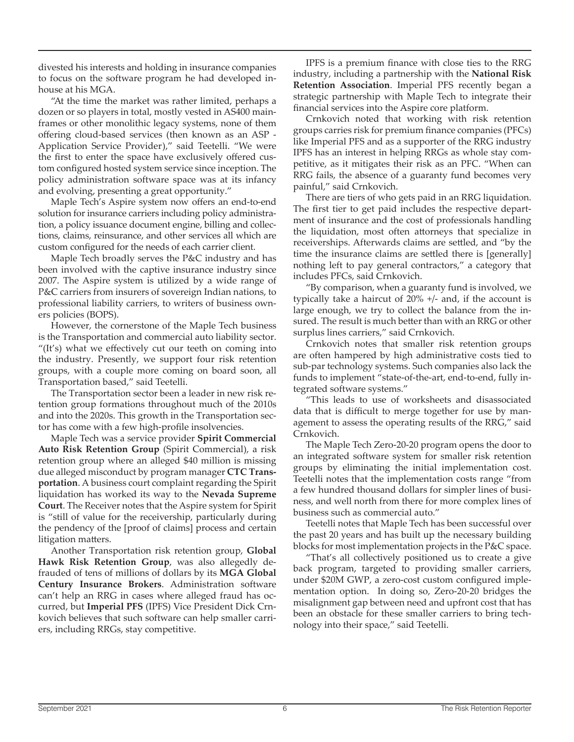divested his interests and holding in insurance companies to focus on the software program he had developed in-house at his MGA.

"At the time the market was rather limited, perhaps a dozen or so players in total, mostly vested in AS400 mainframes or other monolithic legacy systems, none of them offering cloud-based services (then known as an ASP - Application Service Provider)," said Teetelli. "We were the first to enter the space have exclusively offered custom configured hosted system service since inception. The policy administration software space was at its infancy and evolving, presenting a great opportunity."

Maple Tech's Aspire system now offers an end-to-end solution for insurance carriers including policy administration, a policy issuance document engine, billing and collections, claims, reinsurance, and other services all which are custom configured for the needs of each carrier client.

Maple Tech broadly serves the P&C industry and has been involved with the captive insurance industry since 2007. The Aspire system is utilized by a wide range of P&C carriers from insurers of sovereign Indian nations, to professional liability carriers, to writers of business owners policies (BOPS).

However, the cornerstone of the Maple Tech business is the Transportation and commercial auto liability sector. "(It's) what we effectively cut our teeth on coming into the industry. Presently, we support four risk retention groups, with a couple more coming on board soon, all Transportation based," said Teetelli.

The Transportation sector been a leader in new risk retention group formations throughout much of the 2010s and into the 2020s. This growth in the Transportation sector has come with a few high-profile insolvencies.

Maple Tech was a service provider **Spirit Commercial Auto Risk Retention Group** (Spirit Commercial), a risk retention group where an alleged $40 million is missing due alleged misconduct by program manager **CTC Transportation**. A business court complaint regarding the Spirit liquidation has worked its way to the **Nevada Supreme Court**. The Receiver notes that the Aspire system for Spirit is "still of value for the receivership, particularly during the pendency of the [proof of claims] process and certain litigation matters.

Another Transportation risk retention group, **Global Hawk Risk Retention Group**, was also allegedly defrauded of tens of millions of dollars by its **MGA Global Century Insurance Brokers**. Administration software can't help an RRG in cases where alleged fraud has occurred, but **Imperial PFS** (IPFS) Vice President Dick Crnkovich believes that such software can help smaller carriers, including RRGs, stay competitive.

IPFS is a premium finance with close ties to the RRG industry, including a partnership with the **National Risk Retention Association**. Imperial PFS recently began a strategic partnership with Maple Tech to integrate their financial services into the Aspire core platform.

Crnkovich noted that working with risk retention groups carries risk for premium finance companies (PFCs) like Imperial PFS and as a supporter of the RRG industry IPFS has an interest in helping RRGs as whole stay competitive, as it mitigates their risk as an PFC. "When can RRG fails, the absence of a guaranty fund becomes very painful," said Crnkovich.

There are tiers of who gets paid in an RRG liquidation. The first tier to get paid includes the respective department of insurance and the cost of professionals handling the liquidation, most often attorneys that specialize in receiverships. Afterwards claims are settled, and "by the time the insurance claims are settled there is [generally] nothing left to pay general contractors," a category that includes PFCs, said Crnkovich.

"By comparison, when a guaranty fund is involved, we typically take a haircut of 20% +/- and, if the account is large enough, we try to collect the balance from the insured. The result is much better than with an RRG or other surplus lines carriers," said Crnkovich.

Crnkovich notes that smaller risk retention groups are often hampered by high administrative costs tied to sub-par technology systems. Such companies also lack the funds to implement "state-of-the-art, end-to-end, fully integrated software systems."

"This leads to use of worksheets and disassociated data that is difficult to merge together for use by management to assess the operating results of the RRG," said Crnkovich.

The Maple Tech Zero-20-20 program opens the door to an integrated software system for smaller risk retention groups by eliminating the initial implementation cost. Teetelli notes that the implementation costs range "from a few hundred thousand dollars for simpler lines of business, and well north from there for more complex lines of business such as commercial auto."

Teetelli notes that Maple Tech has been successful over the past 20 years and has built up the necessary building blocks for most implementation projects in the P&C space.

"That's all collectively positioned us to create a give back program, targeted to providing smaller carriers, under $20M GWP, a zero-cost custom configured implementation option. In doing so, Zero-20-20 bridges the misalignment gap between need and upfront cost that has been an obstacle for these smaller carriers to bring technology into their space," said Teetelli.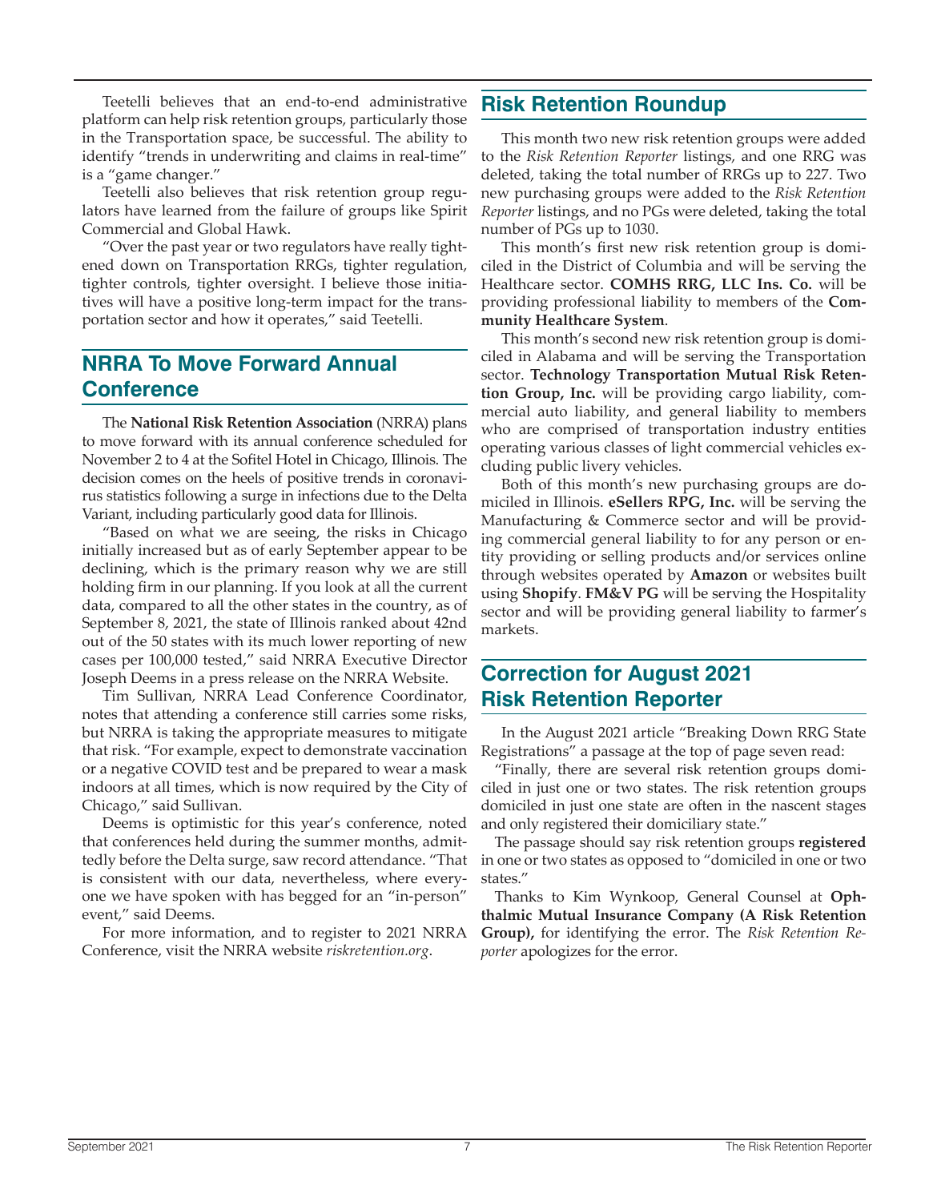Teetelli believes that an end-to-end administrative platform can help risk retention groups, particularly those in the Transportation space, be successful. The ability to identify "trends in underwriting and claims in real-time" is a "game changer."

Teetelli also believes that risk retention group regulators have learned from the failure of groups like Spirit Commercial and Global Hawk.

"Over the past year or two regulators have really tightened down on Transportation RRGs, tighter regulation, tighter controls, tighter oversight. I believe those initiatives will have a positive long-term impact for the transportation sector and how it operates," said Teetelli.

## NRRA To Move Forward Annual Conference

The **National Risk Retention Association** (NRRA) plans to move forward with its annual conference scheduled for November 2 to 4 at the Sofitel Hotel in Chicago, Illinois. The decision comes on the heels of positive trends in coronavirus statistics following a surge in infections due to the Delta Variant, including particularly good data for Illinois.

"Based on what we are seeing, the risks in Chicago initially increased but as of early September appear to be declining, which is the primary reason why we are still holding firm in our planning. If you look at all the current data, compared to all the other states in the country, as of September 8, 2021, the state of Illinois ranked about 42nd out of the 50 states with its much lower reporting of new cases per 100,000 tested," said NRRA Executive Director Joseph Deems in a press release on the NRRA Website.

Tim Sullivan, NRRA Lead Conference Coordinator, notes that attending a conference still carries some risks, but NRRA is taking the appropriate measures to mitigate that risk. "For example, expect to demonstrate vaccination or a negative COVID test and be prepared to wear a mask indoors at all times, which is now required by the City of Chicago," said Sullivan.

Deems is optimistic for this year's conference, noted that conferences held during the summer months, admittedly before the Delta surge, saw record attendance. "That is consistent with our data, nevertheless, where everyone we have spoken with has begged for an "in-person" event," said Deems.

For more information, and to register to 2021 NRRA Conference, visit the NRRA website *riskretention.org*.

## Risk Retention Roundup

This month two new risk retention groups were added to the *Risk Retention Reporter* listings, and one RRG was deleted, taking the total number of RRGs up to 227. Two new purchasing groups were added to the *Risk Retention Reporter* listings, and no PGs were deleted, taking the total number of PGs up to 1030.

This month's first new risk retention group is domiciled in the District of Columbia and will be serving the Healthcare sector. **COMHS RRG, LLC Ins. Co.** will be providing professional liability to members of the **Community Healthcare System**.

This month's second new risk retention group is domiciled in Alabama and will be serving the Transportation sector. **Technology Transportation Mutual Risk Retention Group, Inc.** will be providing cargo liability, commercial auto liability, and general liability to members who are comprised of transportation industry entities operating various classes of light commercial vehicles excluding public livery vehicles.

Both of this month's new purchasing groups are domiciled in Illinois. **eSellers RPG, Inc.** will be serving the Manufacturing & Commerce sector and will be providing commercial general liability to for any person or entity providing or selling products and/or services online through websites operated by **Amazon** or websites built using **Shopify**. **FM&V PG** will be serving the Hospitality sector and will be providing general liability to farmer's markets.

## Correction for August 2021 Risk Retention Reporter

In the August 2021 article "Breaking Down RRG State Registrations" a passage at the top of page seven read:

"Finally, there are several risk retention groups domiciled in just one or two states. The risk retention groups domiciled in just one state are often in the nascent stages and only registered their domiciliary state."

The passage should say risk retention groups **registered** in one or two states as opposed to "domiciled in one or two states."

Thanks to Kim Wynkoop, General Counsel at **Ophthalmic Mutual Insurance Company (A Risk Retention Group),** for identifying the error. The *Risk Retention Reporter* apologizes for the error.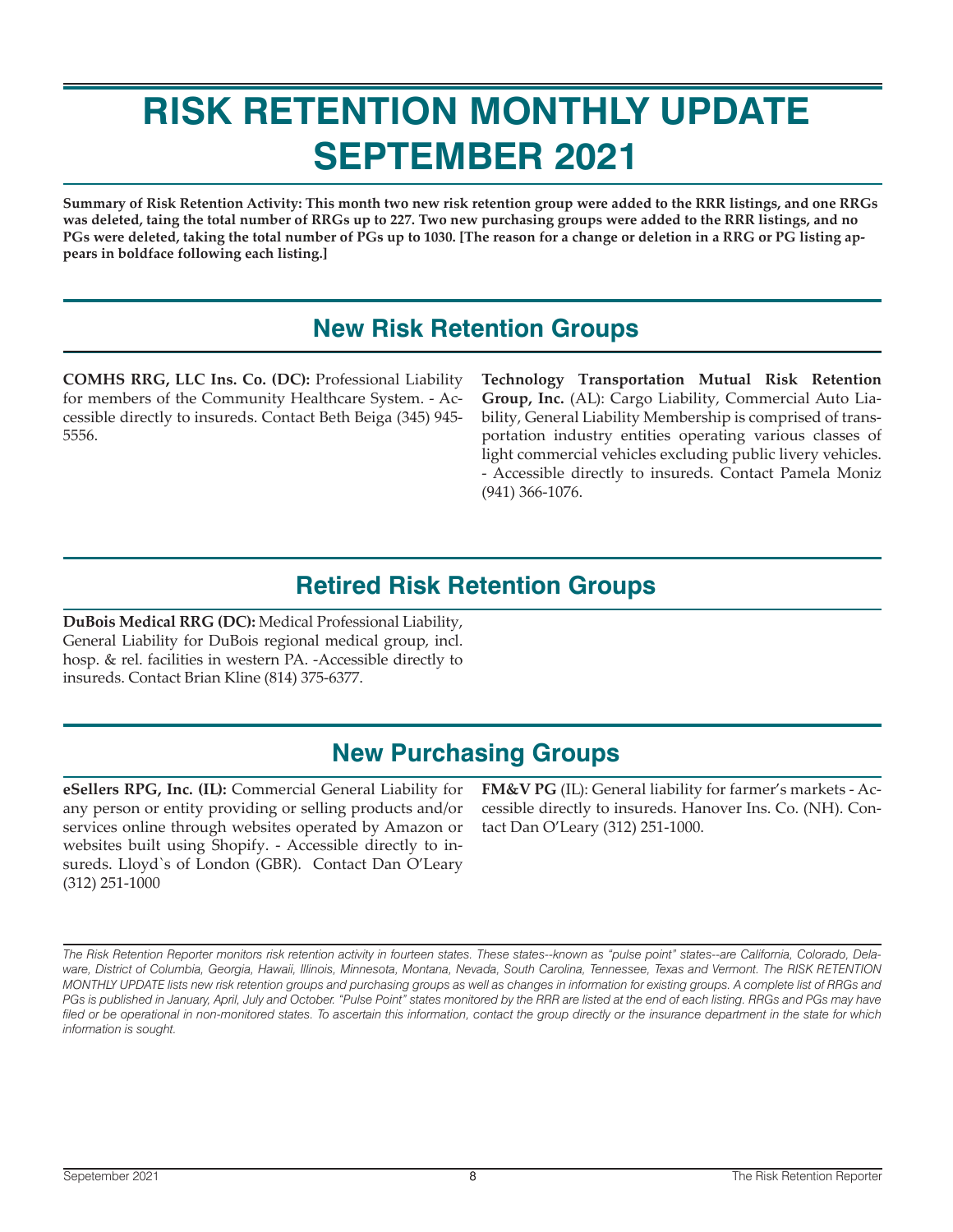# RISK RETENTION MONTHLY UPDATE SEPTEMBER 2021

**Summary of Risk Retention Activity: This month two new risk retention group were added to the RRR listings, and one RRGs was deleted, taing the total number of RRGs up to 227. Two new purchasing groups were added to the RRR listings, and no PGs were deleted, taking the total number of PGs up to 1030. [The reason for a change or deletion in a RRG or PG listing appears in boldface following each listing.]**

## New Risk Retention Groups

**COMHS RRG, LLC Ins. Co. (DC):** Professional Liability for members of the Community Healthcare System. - Accessible directly to insureds. Contact Beth Beiga (345) 945-5556.

**Technology Transportation Mutual Risk Retention Group, Inc.** (AL): Cargo Liability, Commercial Auto Liability, General Liability Membership is comprised of transportation industry entities operating various classes of light commercial vehicles excluding public livery vehicles. - Accessible directly to insureds. Contact Pamela Moniz (941) 366-1076.

## Retired Risk Retention Groups

**DuBois Medical RRG (DC):** Medical Professional Liability, General Liability for DuBois regional medical group, incl. hosp. & rel. facilities in western PA. -Accessible directly to insureds. Contact Brian Kline (814) 375-6377.

## New Purchasing Groups

**eSellers RPG, Inc. (IL):** Commercial General Liability for any person or entity providing or selling products and/or services online through websites operated by Amazon or websites built using Shopify. - Accessible directly to insureds. Lloyd`s of London (GBR). Contact Dan O'Leary (312) 251-1000

**FM&V PG** (IL): General liability for farmer's markets - Accessible directly to insureds. Hanover Ins. Co. (NH). Contact Dan O'Leary (312) 251-1000.

*The Risk Retention Reporter monitors risk retention activity in fourteen states. These states--known as "pulse point" states--are California, Colorado, Delaware, District of Columbia, Georgia, Hawaii, Illinois, Minnesota, Montana, Nevada, South Carolina, Tennessee, Texas and Vermont. The RISK RETENTION MONTHLY UPDATE lists new risk retention groups and purchasing groups as well as changes in information for existing groups. A complete list of RRGs and PGs is published in January, April, July and October. "Pulse Point" states monitored by the RRR are listed at the end of each listing. RRGs and PGs may have filed or be operational in non-monitored states. To ascertain this information, contact the group directly or the insurance department in the state for which information is sought.*